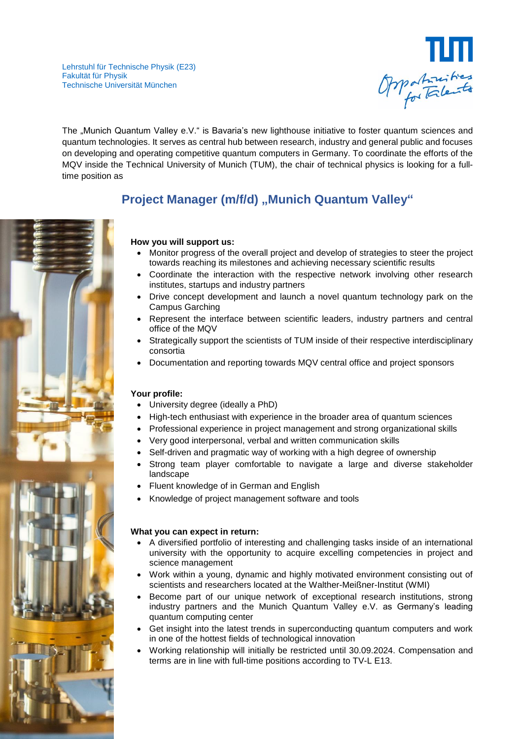Lehrstuhl für Technische Physik (E23)
Fakultät für Physik
Technische Universität München

The „Munich Quantum Valley e.V." is Bavaria's new lighthouse initiative to foster quantum sciences and quantum technologies. It serves as central hub between research, industry and general public and focuses on developing and operating competitive quantum computers in Germany. To coordinate the efforts of the MQV inside the Technical University of Munich (TUM), the chair of technical physics is looking for a full-time position as

## Project Manager (m/f/d) „Munich Quantum Valley"

**How you will support us:**

- Monitor progress of the overall project and develop of strategies to steer the project towards reaching its milestones and achieving necessary scientific results
- Coordinate the interaction with the respective network involving other research institutes, startups and industry partners
- Drive concept development and launch a novel quantum technology park on the Campus Garching
- Represent the interface between scientific leaders, industry partners and central office of the MQV
- Strategically support the scientists of TUM inside of their respective interdisciplinary consortia
- Documentation and reporting towards MQV central office and project sponsors

**Your profile:**

- University degree (ideally a PhD)
- High-tech enthusiast with experience in the broader area of quantum sciences
- Professional experience in project management and strong organizational skills
- Very good interpersonal, verbal and written communication skills
- Self-driven and pragmatic way of working with a high degree of ownership
- Strong team player comfortable to navigate a large and diverse stakeholder landscape
- Fluent knowledge of in German and English
- Knowledge of project management software and tools

**What you can expect in return:**

- A diversified portfolio of interesting and challenging tasks inside of an international university with the opportunity to acquire excelling competencies in project and science management
- Work within a young, dynamic and highly motivated environment consisting out of scientists and researchers located at the Walther-Meißner-Institut (WMI)
- Become part of our unique network of exceptional research institutions, strong industry partners and the Munich Quantum Valley e.V. as Germany's leading quantum computing center
- Get insight into the latest trends in superconducting quantum computers and work in one of the hottest fields of technological innovation
- Working relationship will initially be restricted until 30.09.2024. Compensation and terms are in line with full-time positions according to TV-L E13.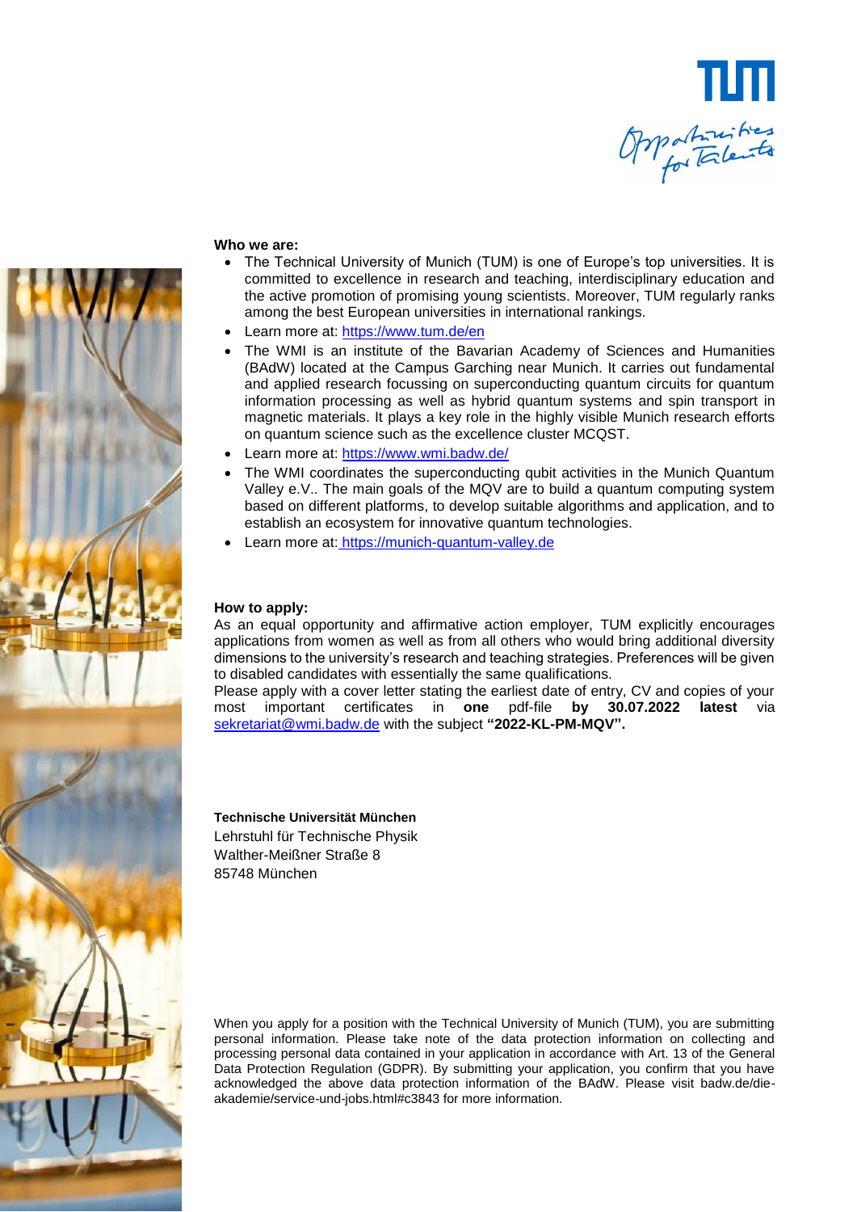**Who we are:**

- The Technical University of Munich (TUM) is one of Europe's top universities. It is committed to excellence in research and teaching, interdisciplinary education and the active promotion of promising young scientists. Moreover, TUM regularly ranks among the best European universities in international rankings.
- Learn more at: https://www.tum.de/en
- The WMI is an institute of the Bavarian Academy of Sciences and Humanities (BAdW) located at the Campus Garching near Munich. It carries out fundamental and applied research focussing on superconducting quantum circuits for quantum information processing as well as hybrid quantum systems and spin transport in magnetic materials. It plays a key role in the highly visible Munich research efforts on quantum science such as the excellence cluster MCQST.
- Learn more at: https://www.wmi.badw.de/
- The WMI coordinates the superconducting qubit activities in the Munich Quantum Valley e.V.. The main goals of the MQV are to build a quantum computing system based on different platforms, to develop suitable algorithms and application, and to establish an ecosystem for innovative quantum technologies.
- Learn more at: https://munich-quantum-valley.de

**How to apply:**

As an equal opportunity and affirmative action employer, TUM explicitly encourages applications from women as well as from all others who would bring additional diversity dimensions to the university's research and teaching strategies. Preferences will be given to disabled candidates with essentially the same qualifications.
Please apply with a cover letter stating the earliest date of entry, CV and copies of your most important certificates in **one** pdf-file **by 30.07.2022 latest** via sekretariat@wmi.badw.de with the subject **"2022-KL-PM-MQV".**

**Technische Universität München**
Lehrstuhl für Technische Physik
Walther-Meißner Straße 8
85748 München

When you apply for a position with the Technical University of Munich (TUM), you are submitting personal information. Please take note of the data protection information on collecting and processing personal data contained in your application in accordance with Art. 13 of the General Data Protection Regulation (GDPR). By submitting your application, you confirm that you have acknowledged the above data protection information of the BAdW. Please visit badw.de/die-akademie/service-und-jobs.html#c3843 for more information.